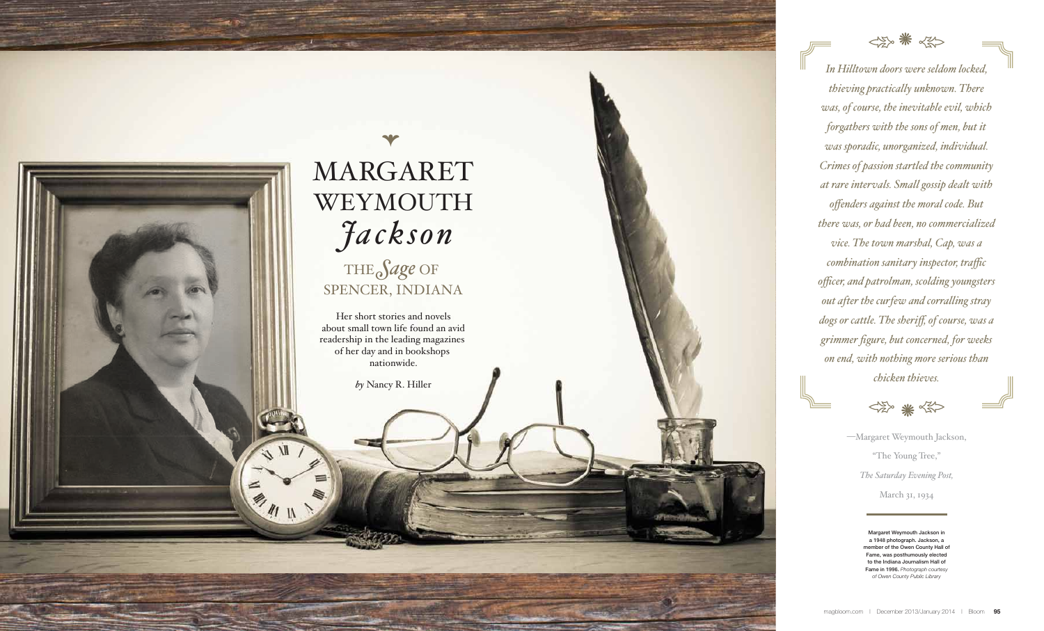# MARGARET WEYMOUTH *Jackson*

## THE *Sage* OF SPENCER, INDIANA

Her short stories and novels about small town life found an avid readership in the leading magazines of her day and in bookshops nationwide.

*by* Nancy R. Hiller

> *In Hilltown doors were seldom locked, thieving practically unknown. There was, of course, the inevitable evil, which forgathers with the sons of men, but it was sporadic, unorganized, individual. Crimes of passion startled the community at rare intervals. Small gossip dealt with offenders against the moral code. But there was, or had been, no commercialized vice. The town marshal, Cap, was a combination sanitary inspector, traffic officer, and patrolman, scolding youngsters out after the curfew and corralling stray dogs or cattle. The sheriff, of course, was a grimmer figure, but concerned, for weeks on end, with nothing more serious than chicken thieves.*
>
> —Margaret Weymouth Jackson, "The Young Tree," *The Saturday Evening Post,* March 31, 1934

**Margaret Weymouth Jackson in a 1948 photograph. Jackson, a member of the Owen County Hall of Fame, was posthumously elected to the Indiana Journalism Hall of Fame in 1996.** *Photograph courtesy of Owen County Public Library*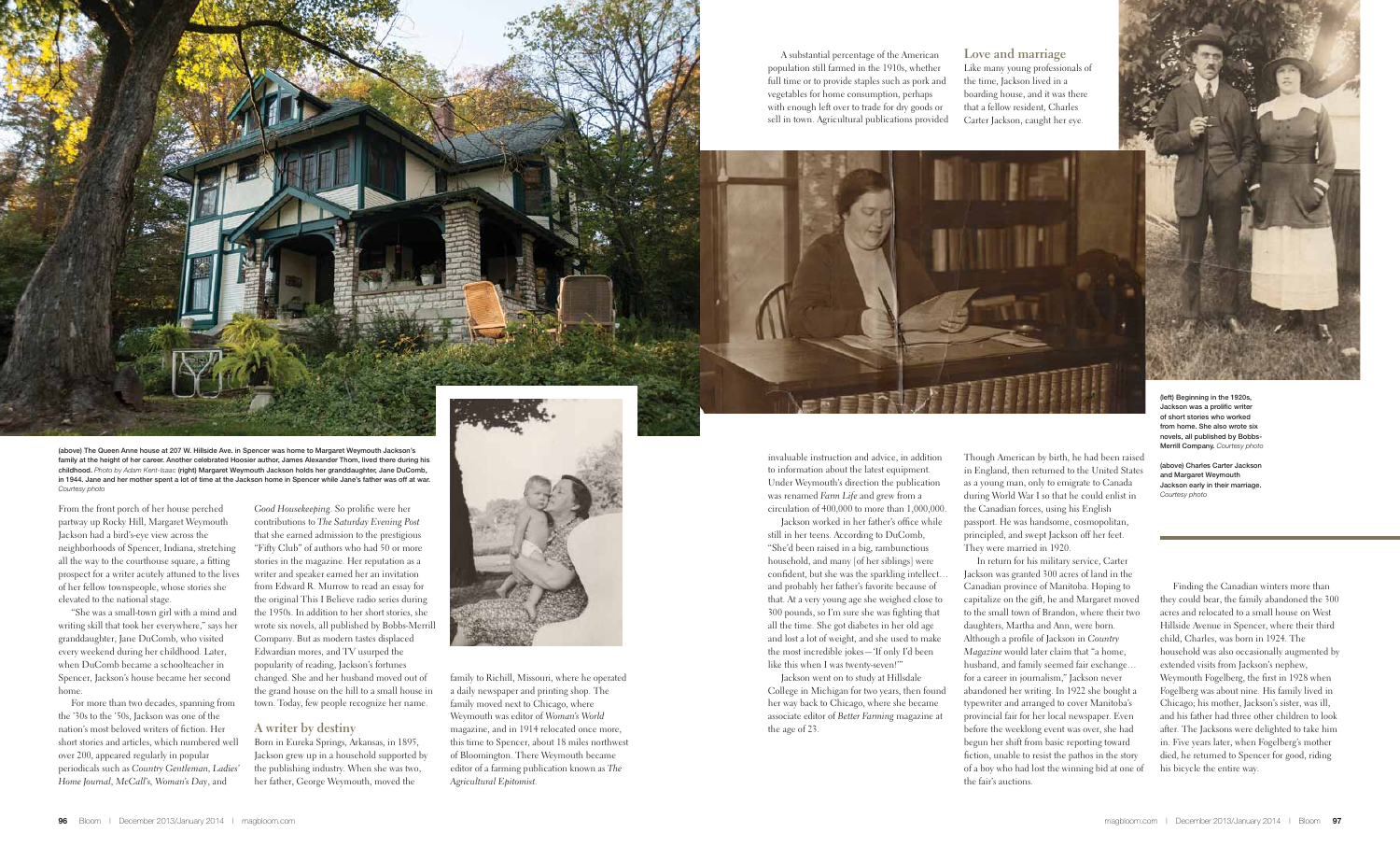(above) The Queen Anne house at 207 W. Hillside Ave. in Spencer was home to Margaret Weymouth Jackson's family at the height of her career. Another celebrated Hoosier author, James Alexander Thom, lived there during his childhood. *Photo by Adam Kent-Isaac* (right) Margaret Weymouth Jackson holds her granddaughter, Jane DuComb, in 1944. Jane and her mother spent a lot of time at the Jackson home in Spencer while Jane's father was off at war. *Courtesy photo*

From the front porch of her house perched partway up Rocky Hill, Margaret Weymouth Jackson had a bird's-eye view across the neighborhoods of Spencer, Indiana, stretching all the way to the courthouse square, a fitting prospect for a writer acutely attuned to the lives of her fellow townspeople, whose stories she elevated to the national stage.

"She was a small-town girl with a mind and writing skill that took her everywhere," says her granddaughter, Jane DuComb, who visited every weekend during her childhood. Later, when DuComb became a schoolteacher in Spencer, Jackson's house became her second home.

For more than two decades, spanning from the '30s to the '50s, Jackson was one of the nation's most beloved writers of fiction. Her short stories and articles, which numbered well over 200, appeared regularly in popular periodicals such as *Country Gentleman*, *Ladies' Home Journal*, *McCall's*, *Woman's Day*, and *Good Housekeeping*. So prolific were her contributions to *The Saturday Evening Post* that she earned admission to the prestigious "Fifty Club" of authors who had 50 or more stories in the magazine. Her reputation as a writer and speaker earned her an invitation from Edward R. Murrow to read an essay for the original This I Believe radio series during the 1950s. In addition to her short stories, she wrote six novels, all published by Bobbs-Merrill Company. But as modern tastes displaced Edwardian mores, and TV usurped the popularity of reading, Jackson's fortunes changed. She and her husband moved out of the grand house on the hill to a small house in town. Today, few people recognize her name.

## A writer by destiny

Born in Eureka Springs, Arkansas, in 1895, Jackson grew up in a household supported by the publishing industry. When she was two, her father, George Weymouth, moved the family to Richill, Missouri, where he operated a daily newspaper and printing shop. The family moved next to Chicago, where Weymouth was editor of *Woman's World* magazine, and in 1914 relocated once more, this time to Spencer, about 18 miles northwest of Bloomington. There Weymouth became editor of a farming publication known as *The Agricultural Epitomist*.

A substantial percentage of the American population still farmed in the 1910s, whether full time or to provide staples such as pork and vegetables for home consumption, perhaps with enough left over to trade for dry goods or sell in town. Agricultural publications provided invaluable instruction and advice, in addition to information about the latest equipment. Under Weymouth's direction the publication was renamed *Farm Life* and grew from a circulation of 400,000 to more than 1,000,000.

Jackson worked in her father's office while still in her teens. According to DuComb, "She'd been raised in a big, rambunctious household, and many [of her siblings] were confident, but she was the sparkling intellect… and probably her father's favorite because of that. At a very young age she weighed close to 300 pounds, so I'm sure she was fighting that all the time. She got diabetes in her old age and lost a lot of weight, and she used to make the most incredible jokes—'If only I'd been like this when I was twenty-seven!'"

Jackson went on to study at Hillsdale College in Michigan for two years, then found her way back to Chicago, where she became associate editor of *Better Farming* magazine at the age of 23.

## Love and marriage

Like many young professionals of the time, Jackson lived in a boarding house, and it was there that a fellow resident, Charles Carter Jackson, caught her eye.

Though American by birth, he had been raised in England, then returned to the United States as a young man, only to emigrate to Canada during World War I so that he could enlist in the Canadian forces, using his English passport. He was handsome, cosmopolitan, principled, and swept Jackson off her feet. They were married in 1920.

In return for his military service, Carter Jackson was granted 300 acres of land in the Canadian province of Manitoba. Hoping to capitalize on the gift, he and Margaret moved to the small town of Brandon, where their two daughters, Martha and Ann, were born. Although a profile of Jackson in *Country Magazine* would later claim that "a home, husband, and family seemed fair exchange… for a career in journalism," Jackson never abandoned her writing. In 1922 she bought a typewriter and arranged to cover Manitoba's provincial fair for her local newspaper. Even before the weeklong event was over, she had begun her shift from basic reporting toward fiction, unable to resist the pathos in the story of a boy who had lost the winning bid at one of the fair's auctions.

(left) Beginning in the 1920s, Jackson was a prolific writer of short stories who worked from home. She also wrote six novels, all published by Bobbs-Merrill Company. *Courtesy photo*

(above) Charles Carter Jackson and Margaret Weymouth Jackson early in their marriage. *Courtesy photo*

Finding the Canadian winters more than they could bear, the family abandoned the 300 acres and relocated to a small house on West Hillside Avenue in Spencer, where their third child, Charles, was born in 1924. The household was also occasionally augmented by extended visits from Jackson's nephew, Weymouth Fogelberg, the first in 1928 when Fogelberg was about nine. His family lived in Chicago; his mother, Jackson's sister, was ill, and his father had three other children to look after. The Jacksons were delighted to take him in. Five years later, when Fogelberg's mother died, he returned to Spencer for good, riding his bicycle the entire way.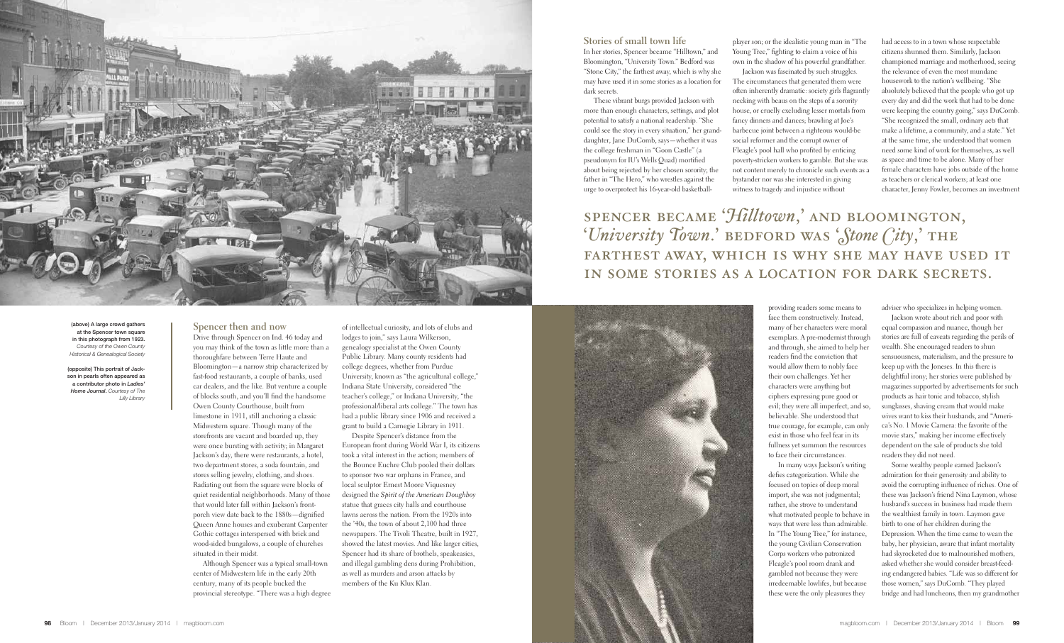## Stories of small town life

In her stories, Spencer became "Hilltown," and Bloomington, "University Town." Bedford was "Stone City," the farthest away, which is why she may have used it in some stories as a location for dark secrets.

These vibrant burgs provided Jackson with more than enough characters, settings, and plot potential to satisfy a national readership. "She could see the story in every situation," her granddaughter, Jane DuComb, says—whether it was the college freshman in "Goon Castle" (a pseudonym for IU's Wells Quad) mortified about being rejected by her chosen sorority; the father in "The Hero," who wrestles against the urge to overprotect his 16-year-old basketball-player son; or the idealistic young man in "The Young Tree," fighting to claim a voice of his own in the shadow of his powerful grandfather.

Jackson was fascinated by such struggles. The circumstances that generated them were often inherently dramatic: society girls flagrantly necking with beaus on the steps of a sorority house, or cruelly excluding lesser mortals from fancy dinners and dances; brawling at Joe's barbecue joint between a righteous would-be social reformer and the corrupt owner of Fleagle's pool hall who profited by enticing poverty-stricken workers to gamble. But she was not content merely to chronicle such events as a bystander nor was she interested in giving witness to tragedy and injustice without providing readers some means to face them constructively. Instead, many of her characters were moral exemplars. A pre-modernist through and through, she aimed to help her readers find the conviction that would allow them to nobly face their own challenges. Yet her characters were anything but ciphers expressing pure good or evil; they were all imperfect, and so, believable. She understood that true courage, for example, can only exist in those who feel fear in its fullness yet summon the resources to face their circumstances.

In many ways Jackson's writing defies categorization. While she focused on topics of deep moral import, she was not judgmental; rather, she strove to understand what motivated people to behave in ways that were less than admirable. In "The Young Tree," for instance, the young Civilian Conservation Corps workers who patronized Fleagle's pool room drank and gambled not because they were irredeemable lowlifes, but because these were the only pleasures they had access to in a town whose respectable citizens shunned them. Similarly, Jackson championed marriage and motherhood, seeing the relevance of even the most mundane housework to the nation's wellbeing. "She absolutely believed that the people who got up every day and did the work that had to be done were keeping the country going," says DuComb. "She recognized the small, ordinary acts that make a lifetime, a community, and a state." Yet at the same time, she understood that women need some kind of work for themselves, as well as space and time to be alone. Many of her female characters have jobs outside of the home as teachers or clerical workers; at least one character, Jenny Fowler, becomes an investment adviser who specializes in helping women.

**SPENCER BECAME '*Hilltown*,' AND BLOOMINGTON, '*University Town*.' BEDFORD WAS '*Stone City*,' THE FARTHEST AWAY, WHICH IS WHY SHE MAY HAVE USED IT IN SOME STORIES AS A LOCATION FOR DARK SECRETS.**

Jackson wrote about rich and poor with equal compassion and nuance, though her stories are full of caveats regarding the perils of wealth. She encouraged readers to shun sensuousness, materialism, and the pressure to keep up with the Joneses. In this there is delightful irony; her stories were published by magazines supported by advertisements for such products as hair tonic and tobacco, stylish sunglasses, shaving cream that would make wives want to kiss their husbands, and "America's No. 1 Movie Camera: the favorite of the movie stars," making her income effectively dependent on the sale of products she told readers they did not need.

Some wealthy people earned Jackson's admiration for their generosity and ability to avoid the corrupting influence of riches. One of these was Jackson's friend Nina Laymon, whose husband's success in business had made them the wealthiest family in town. Laymon gave birth to one of her children during the Depression. When the time came to wean the baby, her physician, aware that infant mortality had skyrocketed due to malnourished mothers, asked whether she would consider breast-feeding endangered babies. "Life was so different for those women," says DuComb. "They played bridge and had luncheons, then my grandmother

(above) A large crowd gathers at the Spencer town square in this photograph from 1923. *Courtesy of the Owen County Historical & Genealogical Society*

(opposite) This portrait of Jackson in pearls often appeared as a contributor photo in *Ladies' Home Journal*. *Courtesy of The Lilly Library*

## Spencer then and now

Drive through Spencer on Ind. 46 today and you may think of the town as little more than a thoroughfare between Terre Haute and Bloomington—a narrow strip characterized by fast-food restaurants, a couple of banks, used car dealers, and the like. But venture a couple of blocks south, and you'll find the handsome Owen County Courthouse, built from limestone in 1911, still anchoring a classic Midwestern square. Though many of the storefronts are vacant and boarded up, they were once bursting with activity; in Margaret Jackson's day, there were restaurants, a hotel, two department stores, a soda fountain, and stores selling jewelry, clothing, and shoes. Radiating out from the square were blocks of quiet residential neighborhoods. Many of those that would later fall within Jackson's front-porch view date back to the 1880s—dignified Queen Anne houses and exuberant Carpenter Gothic cottages interspersed with brick and wood-sided bungalows, a couple of churches situated in their midst.

Although Spencer was a typical small-town center of Midwestern life in the early 20th century, many of its people bucked the provincial stereotype. "There was a high degree of intellectual curiosity, and lots of clubs and lodges to join," says Laura Wilkerson, genealogy specialist at the Owen County Public Library. Many county residents had college degrees, whether from Purdue University, known as "the agricultural college," Indiana State University, considered "the teacher's college," or Indiana University, "the professional/liberal arts college." The town has had a public library since 1906 and received a grant to build a Carnegie Library in 1911.

Despite Spencer's distance from the European front during World War I, its citizens took a vital interest in the action; members of the Bounce Euchre Club pooled their dollars to sponsor two war orphans in France, and local sculptor Ernest Moore Viquesney designed the *Spirit of the American Doughboy* statue that graces city halls and courthouse lawns across the nation. From the 1920s into the '40s, the town of about 2,100 had three newspapers. The Tivoli Theatre, built in 1927, showed the latest movies. And like larger cities, Spencer had its share of brothels, speakeasies, and illegal gambling dens during Prohibition, as well as murders and arson attacks by members of the Ku Klux Klan.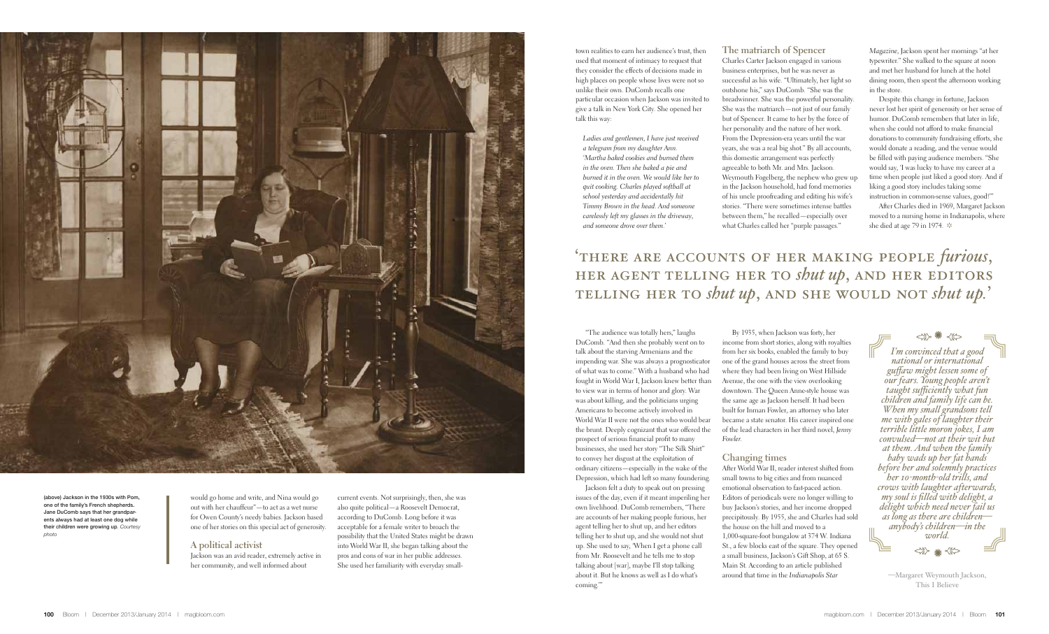(above) Jackson in the 1930s with Pom, one of the family's French shepherds. Jane DuComb says that her grandparents always had at least one dog while their children were growing up. *Courtesy photo*

would go home and write, and Nina would go out with her chauffeur"—to act as a wet nurse for Owen County's needy babies. Jackson based one of her stories on this special act of generosity.

## A political activist

Jackson was an avid reader, extremely active in her community, and well informed about current events. Not surprisingly, then, she was also quite political—a Roosevelt Democrat, according to DuComb. Long before it was acceptable for a female writer to broach the possibility that the United States might be drawn into World War II, she began talking about the pros and cons of war in her public addresses. She used her familiarity with everyday small-town realities to earn her audience's trust, then used that moment of intimacy to request that they consider the effects of decisions made in high places on people whose lives were not so unlike their own. DuComb recalls one particular occasion when Jackson was invited to give a talk in New York City. She opened her talk this way:

*Ladies and gentlemen, I have just received a telegram from my daughter Ann. 'Martha baked cookies and burned them in the oven. Then she baked a pie and burned it in the oven. We would like her to quit cooking. Charles played softball at school yesterday and accidentally hit Timmy Brown in the head. And someone carelessly left my glasses in the driveway, and someone drove over them.'*

"The audience was totally hers," laughs DuComb. "And then she probably went on to talk about the starving Armenians and the impending war. She was always a prognosticator of what was to come." With a husband who had fought in World War I, Jackson knew better than to view war in terms of honor and glory. War was about killing, and the politicians urging Americans to become actively involved in World War II were not the ones who would bear the brunt. Deeply cognizant that war offered the prospect of serious financial profit to many businesses, she used her story "The Silk Shirt" to convey her disgust at the exploitation of ordinary citizens—especially in the wake of the Depression, which had left so many foundering.

Jackson felt a duty to speak out on pressing issues of the day, even if it meant imperiling her own livelihood. DuComb remembers, "There are accounts of her making people furious, her agent telling her to shut up, and her editors telling her to shut up, and she would not shut up. She used to say, 'When I get a phone call from Mr. Roosevelt and he tells me to stop talking about [war], maybe I'll stop talking about it. But he knows as well as I do what's coming.'"

## The matriarch of Spencer

Charles Carter Jackson engaged in various business enterprises, but he was never as successful as his wife. "Ultimately, her light so outshone his," says DuComb. "She was the breadwinner. She was the powerful personality. She was the matriarch—not just of our family but of Spencer. It came to her by the force of her personality and the nature of her work. From the Depression-era years until the war years, she was a real big shot." By all accounts, this domestic arrangement was perfectly agreeable to both Mr. and Mrs. Jackson. Weymouth Fogelberg, the nephew who grew up in the Jackson household, had fond memories of his uncle proofreading and editing his wife's stories. "There were sometimes intense battles between them," he recalled—especially over what Charles called her "purple passages."

By 1935, when Jackson was forty, her income from short stories, along with royalties from her six books, enabled the family to buy one of the grand houses across the street from where they had been living on West Hillside Avenue, the one with the view overlooking downtown. The Queen Anne-style house was the same age as Jackson herself. It had been built for Inman Fowler, an attorney who later became a state senator. His career inspired one of the lead characters in her third novel, *Jenny Fowler*.

## Changing times

After World War II, reader interest shifted from small towns to big cities and from nuanced emotional observation to fast-paced action. Editors of periodicals were no longer willing to buy Jackson's stories, and her income dropped precipitously. By 1955, she and Charles had sold the house on the hill and moved to a 1,000-square-foot bungalow at 374 W. Indiana St., a few blocks east of the square. They opened a small business, Jackson's Gift Shop, at 65 S. Main St. According to an article published around that time in the *Indianapolis Star Magazine*, Jackson spent her mornings "at her typewriter." She walked to the square at noon and met her husband for lunch at the hotel dining room, then spent the afternoon working in the store.

Despite this change in fortune, Jackson never lost her spirit of generosity or her sense of humor. DuComb remembers that later in life, when she could not afford to make financial donations to community fundraising efforts, she would donate a reading, and the venue would be filled with paying audience members. "She would say, 'I was lucky to have my career at a time when people just liked a good story. And if liking a good story includes taking some instruction in common-sense values, good!'"

After Charles died in 1969, Margaret Jackson moved to a nursing home in Indianapolis, where she died at age 79 in 1974.

> 'There are accounts of her making people *furious*, her agent telling her to *shut up*, and her editors telling her to *shut up*, and she would not *shut up*.'

> *I'm convinced that a good national or international guffaw might lessen some of our fears. Young people aren't taught sufficiently what fun children and family life can be. When my small grandsons tell me with gales of laughter their terrible little moron jokes, I am convulsed—not at their wit but at them. And when the family baby wads up her fat hands before her and solemnly practices her 10-month-old trills, and crows with laughter afterwards, my soul is filled with delight, a delight which need never fail us as long as there are children—anybody's children—in the world.*
>
> —Margaret Weymouth Jackson, This I Believe